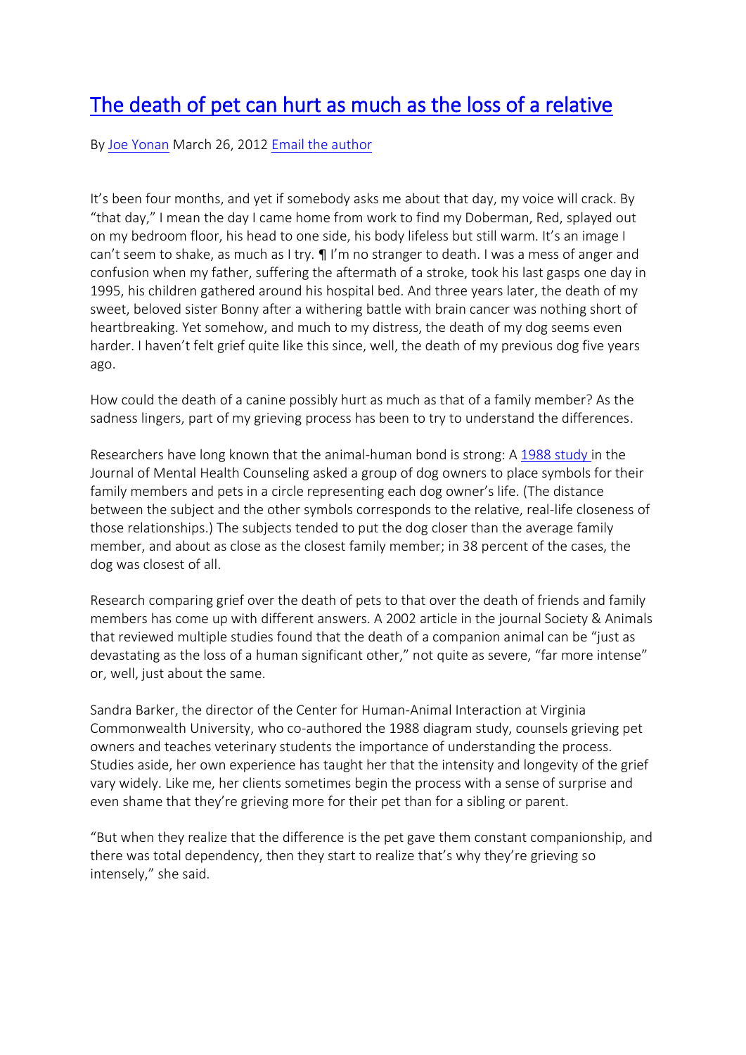# [The death of pet can hurt as much as the loss of a relative]

By [Joe Yonan] March 26, 2012 [Email the author]

It's been four months, and yet if somebody asks me about that day, my voice will crack. By "that day," I mean the day I came home from work to find my Doberman, Red, splayed out on my bedroom floor, his head to one side, his body lifeless but still warm. It's an image I can't seem to shake, as much as I try. ¶ I'm no stranger to death. I was a mess of anger and confusion when my father, suffering the aftermath of a stroke, took his last gasps one day in 1995, his children gathered around his hospital bed. And three years later, the death of my sweet, beloved sister Bonny after a withering battle with brain cancer was nothing short of heartbreaking. Yet somehow, and much to my distress, the death of my dog seems even harder. I haven't felt grief quite like this since, well, the death of my previous dog five years ago.

How could the death of a canine possibly hurt as much as that of a family member? As the sadness lingers, part of my grieving process has been to try to understand the differences.

Researchers have long known that the animal-human bond is strong: A [1988 study] in the Journal of Mental Health Counseling asked a group of dog owners to place symbols for their family members and pets in a circle representing each dog owner's life. (The distance between the subject and the other symbols corresponds to the relative, real-life closeness of those relationships.) The subjects tended to put the dog closer than the average family member, and about as close as the closest family member; in 38 percent of the cases, the dog was closest of all.

Research comparing grief over the death of pets to that over the death of friends and family members has come up with different answers. A 2002 article in the journal Society & Animals that reviewed multiple studies found that the death of a companion animal can be "just as devastating as the loss of a human significant other," not quite as severe, "far more intense" or, well, just about the same.

Sandra Barker, the director of the Center for Human-Animal Interaction at Virginia Commonwealth University, who co-authored the 1988 diagram study, counsels grieving pet owners and teaches veterinary students the importance of understanding the process. Studies aside, her own experience has taught her that the intensity and longevity of the grief vary widely. Like me, her clients sometimes begin the process with a sense of surprise and even shame that they're grieving more for their pet than for a sibling or parent.

"But when they realize that the difference is the pet gave them constant companionship, and there was total dependency, then they start to realize that's why they're grieving so intensely," she said.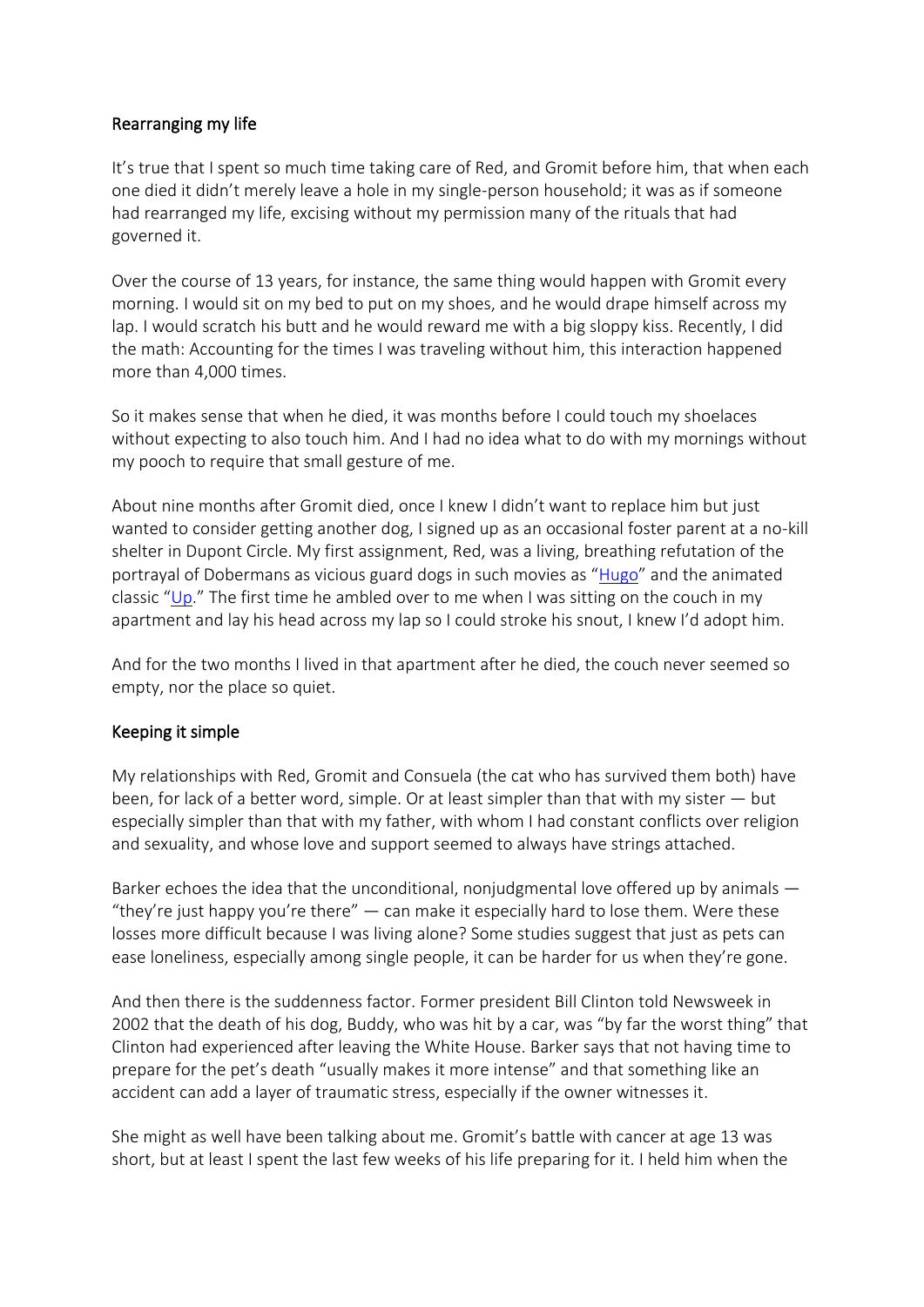## Rearranging my life

It's true that I spent so much time taking care of Red, and Gromit before him, that when each one died it didn't merely leave a hole in my single-person household; it was as if someone had rearranged my life, excising without my permission many of the rituals that had governed it.

Over the course of 13 years, for instance, the same thing would happen with Gromit every morning. I would sit on my bed to put on my shoes, and he would drape himself across my lap. I would scratch his butt and he would reward me with a big sloppy kiss. Recently, I did the math: Accounting for the times I was traveling without him, this interaction happened more than 4,000 times.

So it makes sense that when he died, it was months before I could touch my shoelaces without expecting to also touch him. And I had no idea what to do with my mornings without my pooch to require that small gesture of me.

About nine months after Gromit died, once I knew I didn't want to replace him but just wanted to consider getting another dog, I signed up as an occasional foster parent at a no-kill shelter in Dupont Circle. My first assignment, Red, was a living, breathing refutation of the portrayal of Dobermans as vicious guard dogs in such movies as "Hugo" and the animated classic "Up." The first time he ambled over to me when I was sitting on the couch in my apartment and lay his head across my lap so I could stroke his snout, I knew I'd adopt him.

And for the two months I lived in that apartment after he died, the couch never seemed so empty, nor the place so quiet.

## Keeping it simple

My relationships with Red, Gromit and Consuela (the cat who has survived them both) have been, for lack of a better word, simple. Or at least simpler than that with my sister — but especially simpler than that with my father, with whom I had constant conflicts over religion and sexuality, and whose love and support seemed to always have strings attached.

Barker echoes the idea that the unconditional, nonjudgmental love offered up by animals — "they're just happy you're there" — can make it especially hard to lose them. Were these losses more difficult because I was living alone? Some studies suggest that just as pets can ease loneliness, especially among single people, it can be harder for us when they're gone.

And then there is the suddenness factor. Former president Bill Clinton told Newsweek in 2002 that the death of his dog, Buddy, who was hit by a car, was "by far the worst thing" that Clinton had experienced after leaving the White House. Barker says that not having time to prepare for the pet's death "usually makes it more intense" and that something like an accident can add a layer of traumatic stress, especially if the owner witnesses it.

She might as well have been talking about me. Gromit's battle with cancer at age 13 was short, but at least I spent the last few weeks of his life preparing for it. I held him when the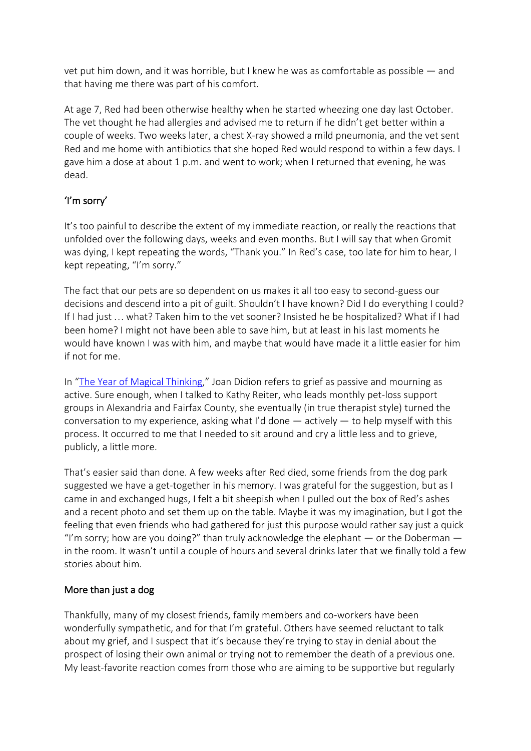vet put him down, and it was horrible, but I knew he was as comfortable as possible — and that having me there was part of his comfort.

At age 7, Red had been otherwise healthy when he started wheezing one day last October. The vet thought he had allergies and advised me to return if he didn't get better within a couple of weeks. Two weeks later, a chest X-ray showed a mild pneumonia, and the vet sent Red and me home with antibiotics that she hoped Red would respond to within a few days. I gave him a dose at about 1 p.m. and went to work; when I returned that evening, he was dead.

## 'I'm sorry'

It's too painful to describe the extent of my immediate reaction, or really the reactions that unfolded over the following days, weeks and even months. But I will say that when Gromit was dying, I kept repeating the words, "Thank you." In Red's case, too late for him to hear, I kept repeating, "I'm sorry."

The fact that our pets are so dependent on us makes it all too easy to second-guess our decisions and descend into a pit of guilt. Shouldn't I have known? Did I do everything I could? If I had just … what? Taken him to the vet sooner? Insisted he be hospitalized? What if I had been home? I might not have been able to save him, but at least in his last moments he would have known I was with him, and maybe that would have made it a little easier for him if not for me.

In "The Year of Magical Thinking," Joan Didion refers to grief as passive and mourning as active. Sure enough, when I talked to Kathy Reiter, who leads monthly pet-loss support groups in Alexandria and Fairfax County, she eventually (in true therapist style) turned the conversation to my experience, asking what I'd done — actively — to help myself with this process. It occurred to me that I needed to sit around and cry a little less and to grieve, publicly, a little more.

That's easier said than done. A few weeks after Red died, some friends from the dog park suggested we have a get-together in his memory. I was grateful for the suggestion, but as I came in and exchanged hugs, I felt a bit sheepish when I pulled out the box of Red's ashes and a recent photo and set them up on the table. Maybe it was my imagination, but I got the feeling that even friends who had gathered for just this purpose would rather say just a quick "I'm sorry; how are you doing?" than truly acknowledge the elephant — or the Doberman — in the room. It wasn't until a couple of hours and several drinks later that we finally told a few stories about him.

## More than just a dog

Thankfully, many of my closest friends, family members and co-workers have been wonderfully sympathetic, and for that I'm grateful. Others have seemed reluctant to talk about my grief, and I suspect that it's because they're trying to stay in denial about the prospect of losing their own animal or trying not to remember the death of a previous one. My least-favorite reaction comes from those who are aiming to be supportive but regularly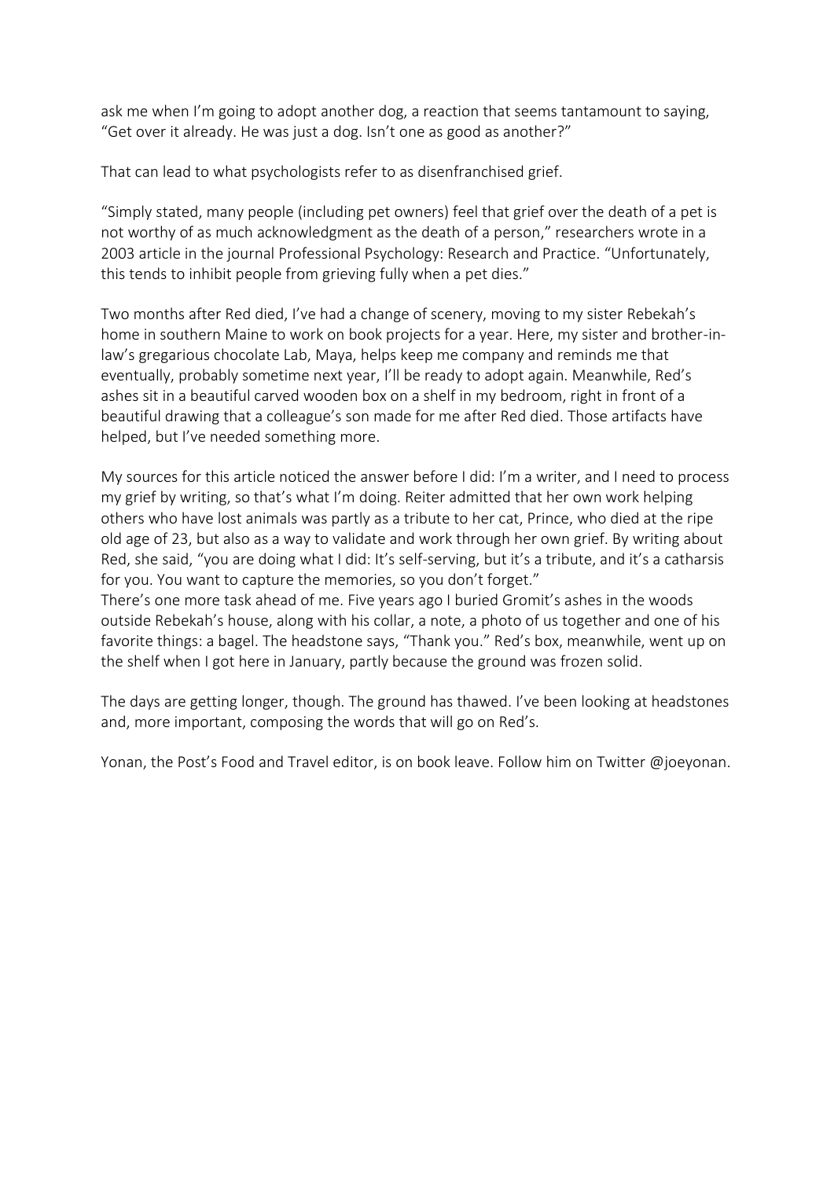ask me when I'm going to adopt another dog, a reaction that seems tantamount to saying, "Get over it already. He was just a dog. Isn't one as good as another?"

That can lead to what psychologists refer to as disenfranchised grief.

"Simply stated, many people (including pet owners) feel that grief over the death of a pet is not worthy of as much acknowledgment as the death of a person," researchers wrote in a 2003 article in the journal Professional Psychology: Research and Practice. "Unfortunately, this tends to inhibit people from grieving fully when a pet dies."

Two months after Red died, I've had a change of scenery, moving to my sister Rebekah's home in southern Maine to work on book projects for a year. Here, my sister and brother-in-law's gregarious chocolate Lab, Maya, helps keep me company and reminds me that eventually, probably sometime next year, I'll be ready to adopt again. Meanwhile, Red's ashes sit in a beautiful carved wooden box on a shelf in my bedroom, right in front of a beautiful drawing that a colleague's son made for me after Red died. Those artifacts have helped, but I've needed something more.

My sources for this article noticed the answer before I did: I'm a writer, and I need to process my grief by writing, so that's what I'm doing. Reiter admitted that her own work helping others who have lost animals was partly as a tribute to her cat, Prince, who died at the ripe old age of 23, but also as a way to validate and work through her own grief. By writing about Red, she said, "you are doing what I did: It's self-serving, but it's a tribute, and it's a catharsis for you. You want to capture the memories, so you don't forget."

There's one more task ahead of me. Five years ago I buried Gromit's ashes in the woods outside Rebekah's house, along with his collar, a note, a photo of us together and one of his favorite things: a bagel. The headstone says, "Thank you." Red's box, meanwhile, went up on the shelf when I got here in January, partly because the ground was frozen solid.

The days are getting longer, though. The ground has thawed. I've been looking at headstones and, more important, composing the words that will go on Red's.

Yonan, the Post's Food and Travel editor, is on book leave. Follow him on Twitter @joeyonan.